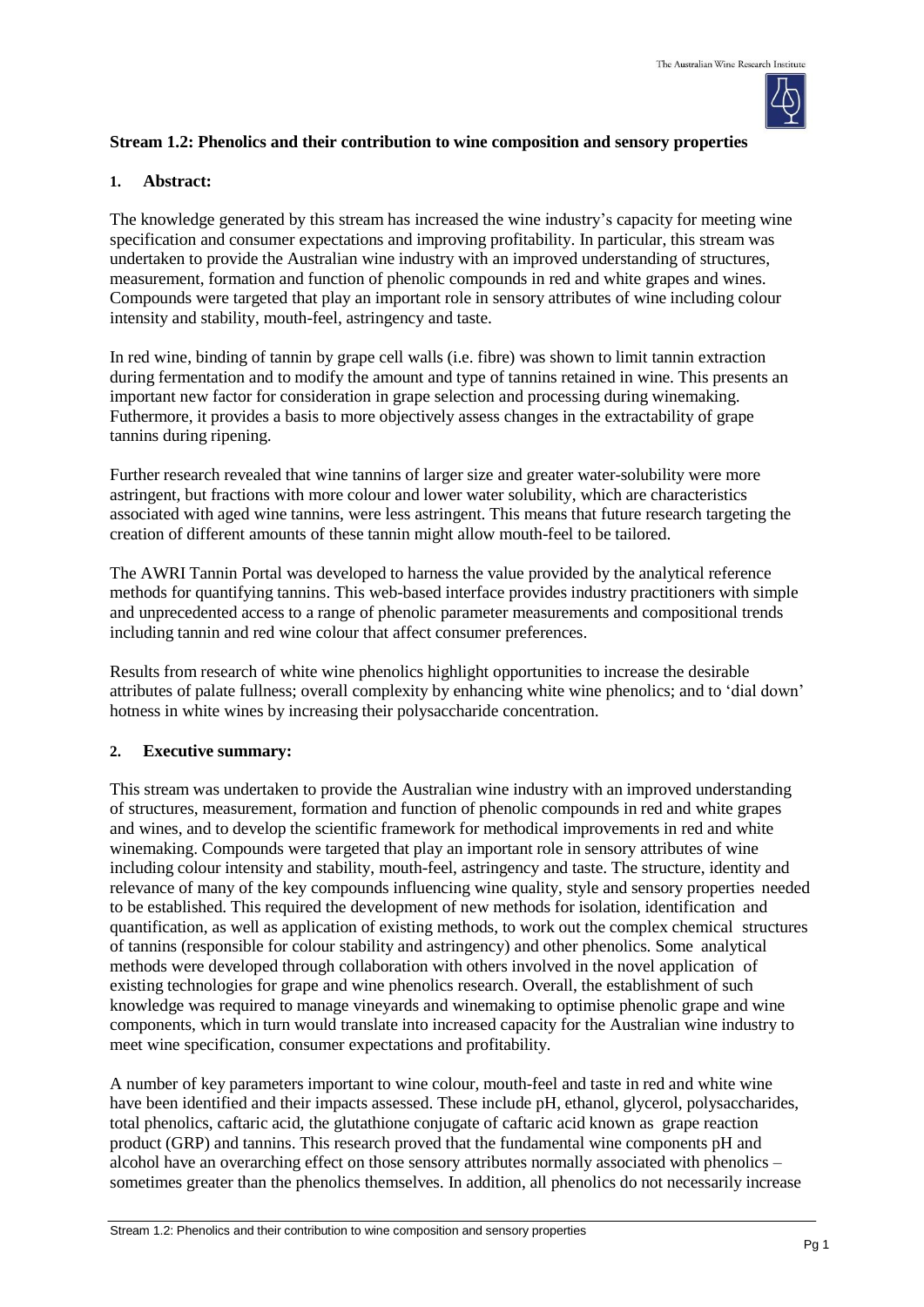## Stream 1.2: Phenolics and their contribution to wine composition and sensory properties

### 1. Abstract:

The knowledge generated by this stream has increased the wine industry's capacity for meeting wine specification and consumer expectations and improving profitability. In particular, this stream was undertaken to provide the Australian wine industry with an improved understanding of structures, measurement, formation and function of phenolic compounds in red and white grapes and wines. Compounds were targeted that play an important role in sensory attributes of wine including colour intensity and stability, mouth-feel, astringency and taste.

In red wine, binding of tannin by grape cell walls (i.e. fibre) was shown to limit tannin extraction during fermentation and to modify the amount and type of tannins retained in wine. This presents an important new factor for consideration in grape selection and processing during winemaking. Futhermore, it provides a basis to more objectively assess changes in the extractability of grape tannins during ripening.

Further research revealed that wine tannins of larger size and greater water-solubility were more astringent, but fractions with more colour and lower water solubility, which are characteristics associated with aged wine tannins, were less astringent. This means that future research targeting the creation of different amounts of these tannin might allow mouth-feel to be tailored.

The AWRI Tannin Portal was developed to harness the value provided by the analytical reference methods for quantifying tannins. This web-based interface provides industry practitioners with simple and unprecedented access to a range of phenolic parameter measurements and compositional trends including tannin and red wine colour that affect consumer preferences.

Results from research of white wine phenolics highlight opportunities to increase the desirable attributes of palate fullness; overall complexity by enhancing white wine phenolics; and to 'dial down' hotness in white wines by increasing their polysaccharide concentration.

### 2. Executive summary:

This stream was undertaken to provide the Australian wine industry with an improved understanding of structures, measurement, formation and function of phenolic compounds in red and white grapes and wines, and to develop the scientific framework for methodical improvements in red and white winemaking. Compounds were targeted that play an important role in sensory attributes of wine including colour intensity and stability, mouth-feel, astringency and taste. The structure, identity and relevance of many of the key compounds influencing wine quality, style and sensory properties needed to be established. This required the development of new methods for isolation, identification and quantification, as well as application of existing methods, to work out the complex chemical structures of tannins (responsible for colour stability and astringency) and other phenolics. Some analytical methods were developed through collaboration with others involved in the novel application of existing technologies for grape and wine phenolics research. Overall, the establishment of such knowledge was required to manage vineyards and winemaking to optimise phenolic grape and wine components, which in turn would translate into increased capacity for the Australian wine industry to meet wine specification, consumer expectations and profitability.

A number of key parameters important to wine colour, mouth-feel and taste in red and white wine have been identified and their impacts assessed. These include pH, ethanol, glycerol, polysaccharides, total phenolics, caftaric acid, the glutathione conjugate of caftaric acid known as grape reaction product (GRP) and tannins. This research proved that the fundamental wine components pH and alcohol have an overarching effect on those sensory attributes normally associated with phenolics – sometimes greater than the phenolics themselves. In addition, all phenolics do not necessarily increase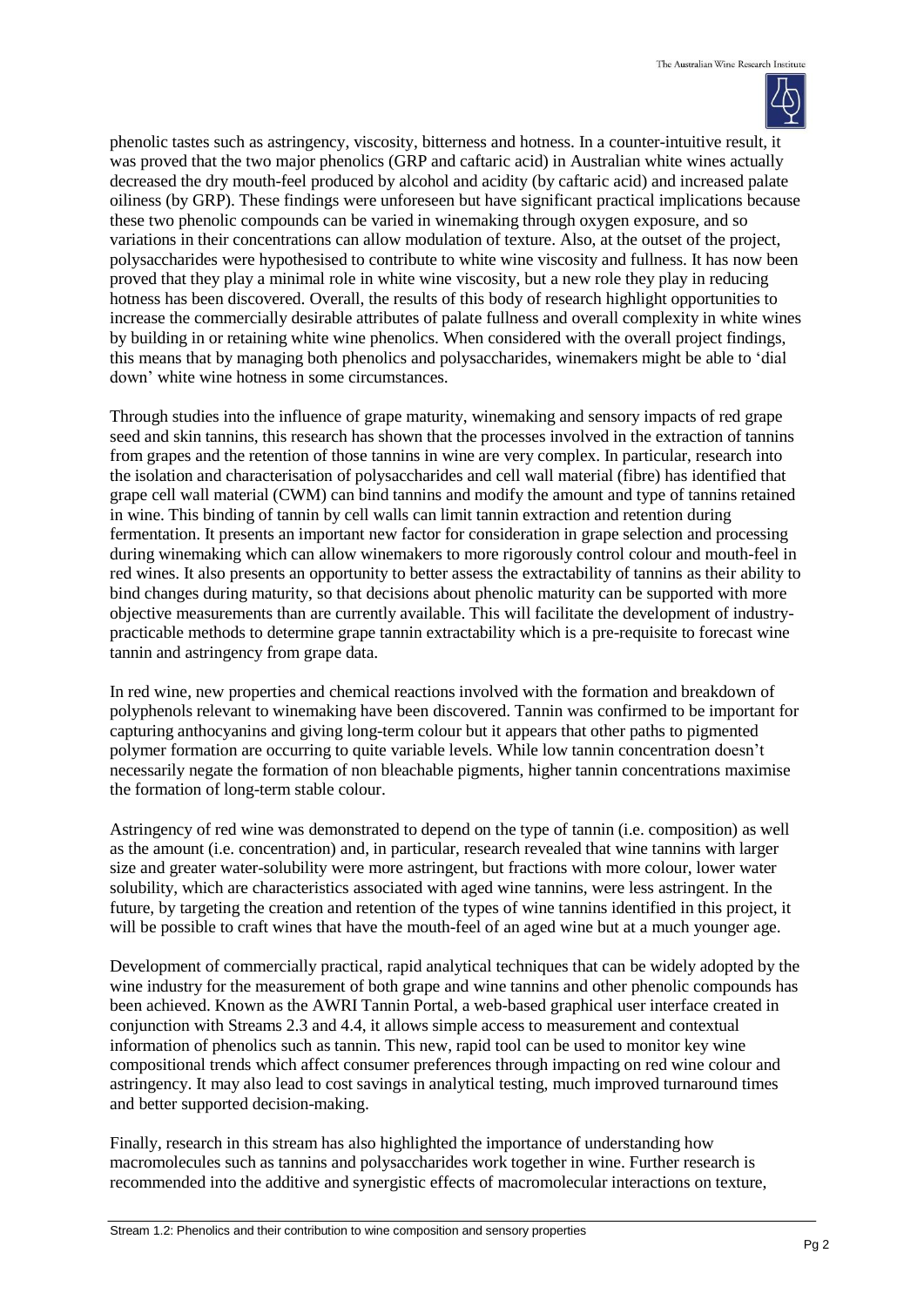phenolic tastes such as astringency, viscosity, bitterness and hotness. In a counter-intuitive result, it was proved that the two major phenolics (GRP and caftaric acid) in Australian white wines actually decreased the dry mouth-feel produced by alcohol and acidity (by caftaric acid) and increased palate oiliness (by GRP). These findings were unforeseen but have significant practical implications because these two phenolic compounds can be varied in winemaking through oxygen exposure, and so variations in their concentrations can allow modulation of texture. Also, at the outset of the project, polysaccharides were hypothesised to contribute to white wine viscosity and fullness. It has now been proved that they play a minimal role in white wine viscosity, but a new role they play in reducing hotness has been discovered. Overall, the results of this body of research highlight opportunities to increase the commercially desirable attributes of palate fullness and overall complexity in white wines by building in or retaining white wine phenolics. When considered with the overall project findings, this means that by managing both phenolics and polysaccharides, winemakers might be able to 'dial down' white wine hotness in some circumstances.

Through studies into the influence of grape maturity, winemaking and sensory impacts of red grape seed and skin tannins, this research has shown that the processes involved in the extraction of tannins from grapes and the retention of those tannins in wine are very complex. In particular, research into the isolation and characterisation of polysaccharides and cell wall material (fibre) has identified that grape cell wall material (CWM) can bind tannins and modify the amount and type of tannins retained in wine. This binding of tannin by cell walls can limit tannin extraction and retention during fermentation. It presents an important new factor for consideration in grape selection and processing during winemaking which can allow winemakers to more rigorously control colour and mouth-feel in red wines. It also presents an opportunity to better assess the extractability of tannins as their ability to bind changes during maturity, so that decisions about phenolic maturity can be supported with more objective measurements than are currently available. This will facilitate the development of industry-practicable methods to determine grape tannin extractability which is a pre-requisite to forecast wine tannin and astringency from grape data.

In red wine, new properties and chemical reactions involved with the formation and breakdown of polyphenols relevant to winemaking have been discovered. Tannin was confirmed to be important for capturing anthocyanins and giving long-term colour but it appears that other paths to pigmented polymer formation are occurring to quite variable levels. While low tannin concentration doesn't necessarily negate the formation of non bleachable pigments, higher tannin concentrations maximise the formation of long-term stable colour.

Astringency of red wine was demonstrated to depend on the type of tannin (i.e. composition) as well as the amount (i.e. concentration) and, in particular, research revealed that wine tannins with larger size and greater water-solubility were more astringent, but fractions with more colour, lower water solubility, which are characteristics associated with aged wine tannins, were less astringent. In the future, by targeting the creation and retention of the types of wine tannins identified in this project, it will be possible to craft wines that have the mouth-feel of an aged wine but at a much younger age.

Development of commercially practical, rapid analytical techniques that can be widely adopted by the wine industry for the measurement of both grape and wine tannins and other phenolic compounds has been achieved. Known as the AWRI Tannin Portal, a web-based graphical user interface created in conjunction with Streams 2.3 and 4.4, it allows simple access to measurement and contextual information of phenolics such as tannin. This new, rapid tool can be used to monitor key wine compositional trends which affect consumer preferences through impacting on red wine colour and astringency. It may also lead to cost savings in analytical testing, much improved turnaround times and better supported decision-making.

Finally, research in this stream has also highlighted the importance of understanding how macromolecules such as tannins and polysaccharides work together in wine. Further research is recommended into the additive and synergistic effects of macromolecular interactions on texture,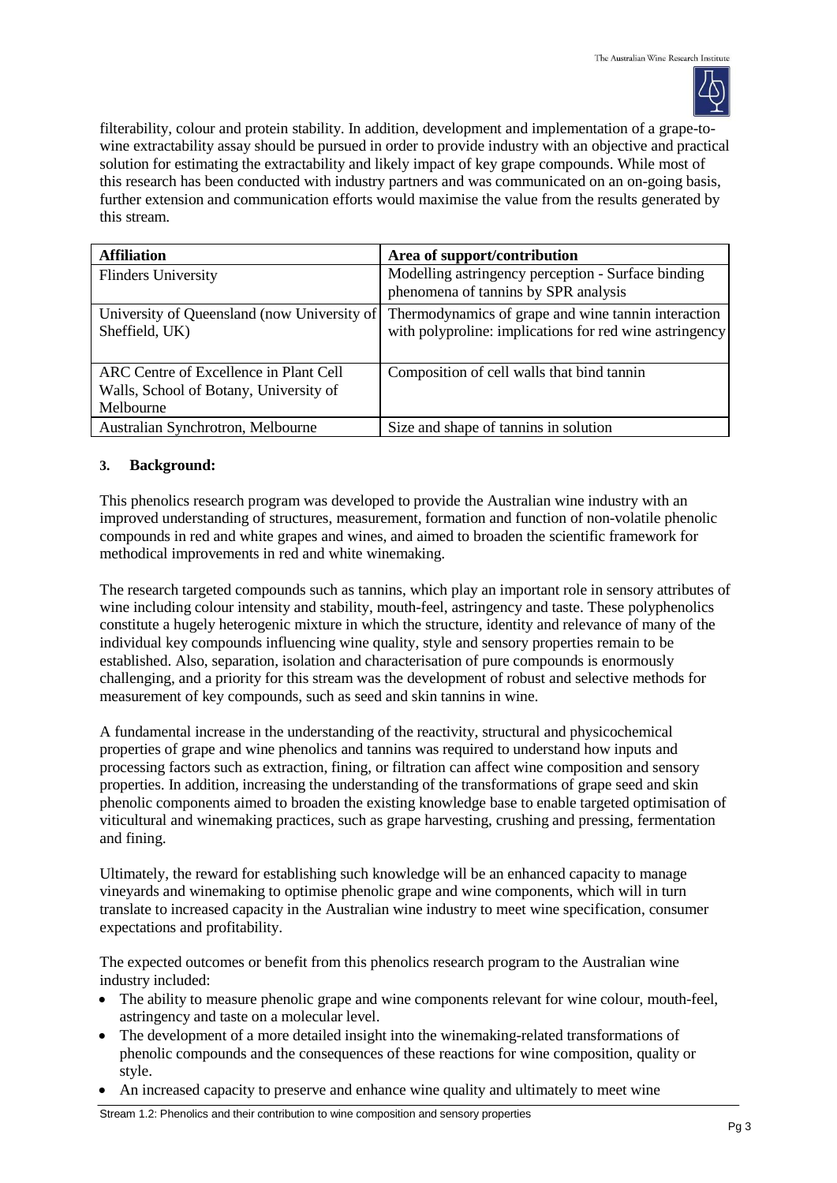filterability, colour and protein stability. In addition, development and implementation of a grape-to-wine extractability assay should be pursued in order to provide industry with an objective and practical solution for estimating the extractability and likely impact of key grape compounds. While most of this research has been conducted with industry partners and was communicated on an on-going basis, further extension and communication efforts would maximise the value from the results generated by this stream.

| **Affiliation** | **Area of support/contribution** |
| --- | --- |
| Flinders University | Modelling astringency perception - Surface binding phenomena of tannins by SPR analysis |
| University of Queensland (now University of Sheffield, UK) | Thermodynamics of grape and wine tannin interaction with polyproline: implications for red wine astringency |
| ARC Centre of Excellence in Plant Cell Walls, School of Botany, University of Melbourne | Composition of cell walls that bind tannin |
| Australian Synchrotron, Melbourne | Size and shape of tannins in solution |

### 3. Background:

This phenolics research program was developed to provide the Australian wine industry with an improved understanding of structures, measurement, formation and function of non-volatile phenolic compounds in red and white grapes and wines, and aimed to broaden the scientific framework for methodical improvements in red and white winemaking.

The research targeted compounds such as tannins, which play an important role in sensory attributes of wine including colour intensity and stability, mouth-feel, astringency and taste. These polyphenolics constitute a hugely heterogenic mixture in which the structure, identity and relevance of many of the individual key compounds influencing wine quality, style and sensory properties remain to be established. Also, separation, isolation and characterisation of pure compounds is enormously challenging, and a priority for this stream was the development of robust and selective methods for measurement of key compounds, such as seed and skin tannins in wine.

A fundamental increase in the understanding of the reactivity, structural and physicochemical properties of grape and wine phenolics and tannins was required to understand how inputs and processing factors such as extraction, fining, or filtration can affect wine composition and sensory properties. In addition, increasing the understanding of the transformations of grape seed and skin phenolic components aimed to broaden the existing knowledge base to enable targeted optimisation of viticultural and winemaking practices, such as grape harvesting, crushing and pressing, fermentation and fining.

Ultimately, the reward for establishing such knowledge will be an enhanced capacity to manage vineyards and winemaking to optimise phenolic grape and wine components, which will in turn translate to increased capacity in the Australian wine industry to meet wine specification, consumer expectations and profitability.

The expected outcomes or benefit from this phenolics research program to the Australian wine industry included:

- The ability to measure phenolic grape and wine components relevant for wine colour, mouth-feel, astringency and taste on a molecular level.
- The development of a more detailed insight into the winemaking-related transformations of phenolic compounds and the consequences of these reactions for wine composition, quality or style.
- An increased capacity to preserve and enhance wine quality and ultimately to meet wine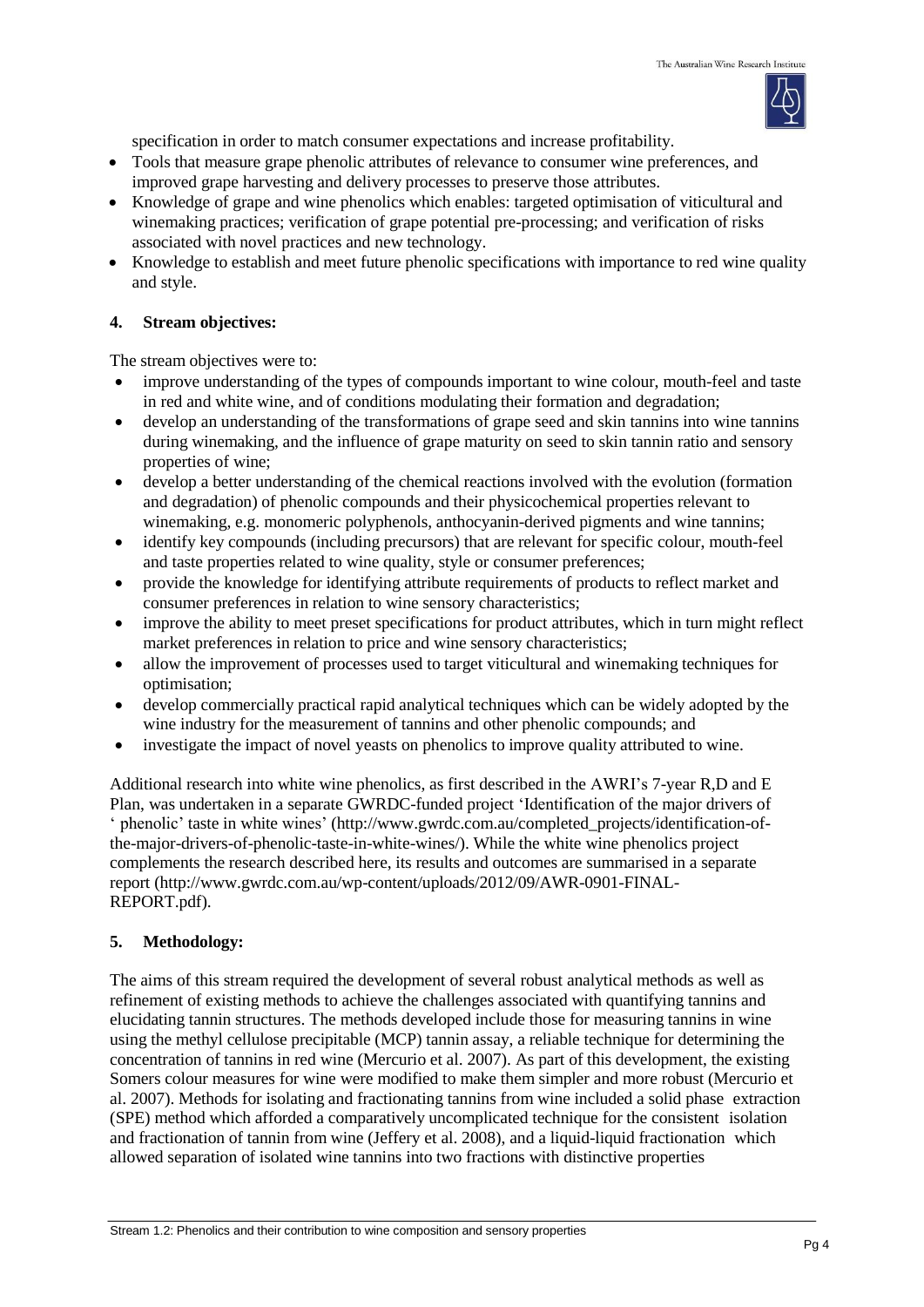specification in order to match consumer expectations and increase profitability.

- Tools that measure grape phenolic attributes of relevance to consumer wine preferences, and improved grape harvesting and delivery processes to preserve those attributes.
- Knowledge of grape and wine phenolics which enables: targeted optimisation of viticultural and winemaking practices; verification of grape potential pre-processing; and verification of risks associated with novel practices and new technology.
- Knowledge to establish and meet future phenolic specifications with importance to red wine quality and style.

## 4. Stream objectives:

The stream objectives were to:

- improve understanding of the types of compounds important to wine colour, mouth-feel and taste in red and white wine, and of conditions modulating their formation and degradation;
- develop an understanding of the transformations of grape seed and skin tannins into wine tannins during winemaking, and the influence of grape maturity on seed to skin tannin ratio and sensory properties of wine;
- develop a better understanding of the chemical reactions involved with the evolution (formation and degradation) of phenolic compounds and their physicochemical properties relevant to winemaking, e.g. monomeric polyphenols, anthocyanin-derived pigments and wine tannins;
- identify key compounds (including precursors) that are relevant for specific colour, mouth-feel and taste properties related to wine quality, style or consumer preferences;
- provide the knowledge for identifying attribute requirements of products to reflect market and consumer preferences in relation to wine sensory characteristics;
- improve the ability to meet preset specifications for product attributes, which in turn might reflect market preferences in relation to price and wine sensory characteristics;
- allow the improvement of processes used to target viticultural and winemaking techniques for optimisation;
- develop commercially practical rapid analytical techniques which can be widely adopted by the wine industry for the measurement of tannins and other phenolic compounds; and
- investigate the impact of novel yeasts on phenolics to improve quality attributed to wine.

Additional research into white wine phenolics, as first described in the AWRI's 7-year R,D and E Plan, was undertaken in a separate GWRDC-funded project 'Identification of the major drivers of ' phenolic' taste in white wines' (http://www.gwrdc.com.au/completed_projects/identification-of-the-major-drivers-of-phenolic-taste-in-white-wines/). While the white wine phenolics project complements the research described here, its results and outcomes are summarised in a separate report (http://www.gwrdc.com.au/wp-content/uploads/2012/09/AWR-0901-FINAL-REPORT.pdf).

## 5. Methodology:

The aims of this stream required the development of several robust analytical methods as well as refinement of existing methods to achieve the challenges associated with quantifying tannins and elucidating tannin structures. The methods developed include those for measuring tannins in wine using the methyl cellulose precipitable (MCP) tannin assay, a reliable technique for determining the concentration of tannins in red wine (Mercurio et al. 2007). As part of this development, the existing Somers colour measures for wine were modified to make them simpler and more robust (Mercurio et al. 2007). Methods for isolating and fractionating tannins from wine included a solid phase extraction (SPE) method which afforded a comparatively uncomplicated technique for the consistent isolation and fractionation of tannin from wine (Jeffery et al. 2008), and a liquid-liquid fractionation which allowed separation of isolated wine tannins into two fractions with distinctive properties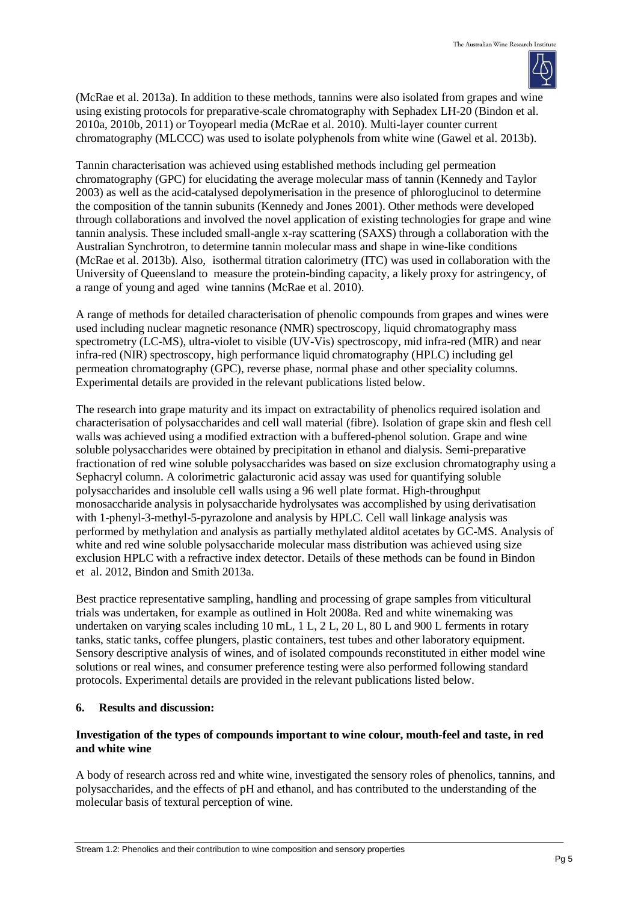(McRae et al. 2013a). In addition to these methods, tannins were also isolated from grapes and wine using existing protocols for preparative-scale chromatography with Sephadex LH-20 (Bindon et al. 2010a, 2010b, 2011) or Toyopearl media (McRae et al. 2010). Multi-layer counter current chromatography (MLCCC) was used to isolate polyphenols from white wine (Gawel et al. 2013b).

Tannin characterisation was achieved using established methods including gel permeation chromatography (GPC) for elucidating the average molecular mass of tannin (Kennedy and Taylor 2003) as well as the acid-catalysed depolymerisation in the presence of phloroglucinol to determine the composition of the tannin subunits (Kennedy and Jones 2001). Other methods were developed through collaborations and involved the novel application of existing technologies for grape and wine tannin analysis. These included small-angle x-ray scattering (SAXS) through a collaboration with the Australian Synchrotron, to determine tannin molecular mass and shape in wine-like conditions (McRae et al. 2013b). Also, isothermal titration calorimetry (ITC) was used in collaboration with the University of Queensland to measure the protein-binding capacity, a likely proxy for astringency, of a range of young and aged wine tannins (McRae et al. 2010).

A range of methods for detailed characterisation of phenolic compounds from grapes and wines were used including nuclear magnetic resonance (NMR) spectroscopy, liquid chromatography mass spectrometry (LC-MS), ultra-violet to visible (UV-Vis) spectroscopy, mid infra-red (MIR) and near infra-red (NIR) spectroscopy, high performance liquid chromatography (HPLC) including gel permeation chromatography (GPC), reverse phase, normal phase and other speciality columns. Experimental details are provided in the relevant publications listed below.

The research into grape maturity and its impact on extractability of phenolics required isolation and characterisation of polysaccharides and cell wall material (fibre). Isolation of grape skin and flesh cell walls was achieved using a modified extraction with a buffered-phenol solution. Grape and wine soluble polysaccharides were obtained by precipitation in ethanol and dialysis. Semi-preparative fractionation of red wine soluble polysaccharides was based on size exclusion chromatography using a Sephacryl column. A colorimetric galacturonic acid assay was used for quantifying soluble polysaccharides and insoluble cell walls using a 96 well plate format. High-throughput monosaccharide analysis in polysaccharide hydrolysates was accomplished by using derivatisation with 1-phenyl-3-methyl-5-pyrazolone and analysis by HPLC. Cell wall linkage analysis was performed by methylation and analysis as partially methylated alditol acetates by GC-MS. Analysis of white and red wine soluble polysaccharide molecular mass distribution was achieved using size exclusion HPLC with a refractive index detector. Details of these methods can be found in Bindon et al. 2012, Bindon and Smith 2013a.

Best practice representative sampling, handling and processing of grape samples from viticultural trials was undertaken, for example as outlined in Holt 2008a. Red and white winemaking was undertaken on varying scales including 10 mL, 1 L, 2 L, 20 L, 80 L and 900 L ferments in rotary tanks, static tanks, coffee plungers, plastic containers, test tubes and other laboratory equipment. Sensory descriptive analysis of wines, and of isolated compounds reconstituted in either model wine solutions or real wines, and consumer preference testing were also performed following standard protocols. Experimental details are provided in the relevant publications listed below.

## 6. Results and discussion:

### Investigation of the types of compounds important to wine colour, mouth-feel and taste, in red and white wine

A body of research across red and white wine, investigated the sensory roles of phenolics, tannins, and polysaccharides, and the effects of pH and ethanol, and has contributed to the understanding of the molecular basis of textural perception of wine.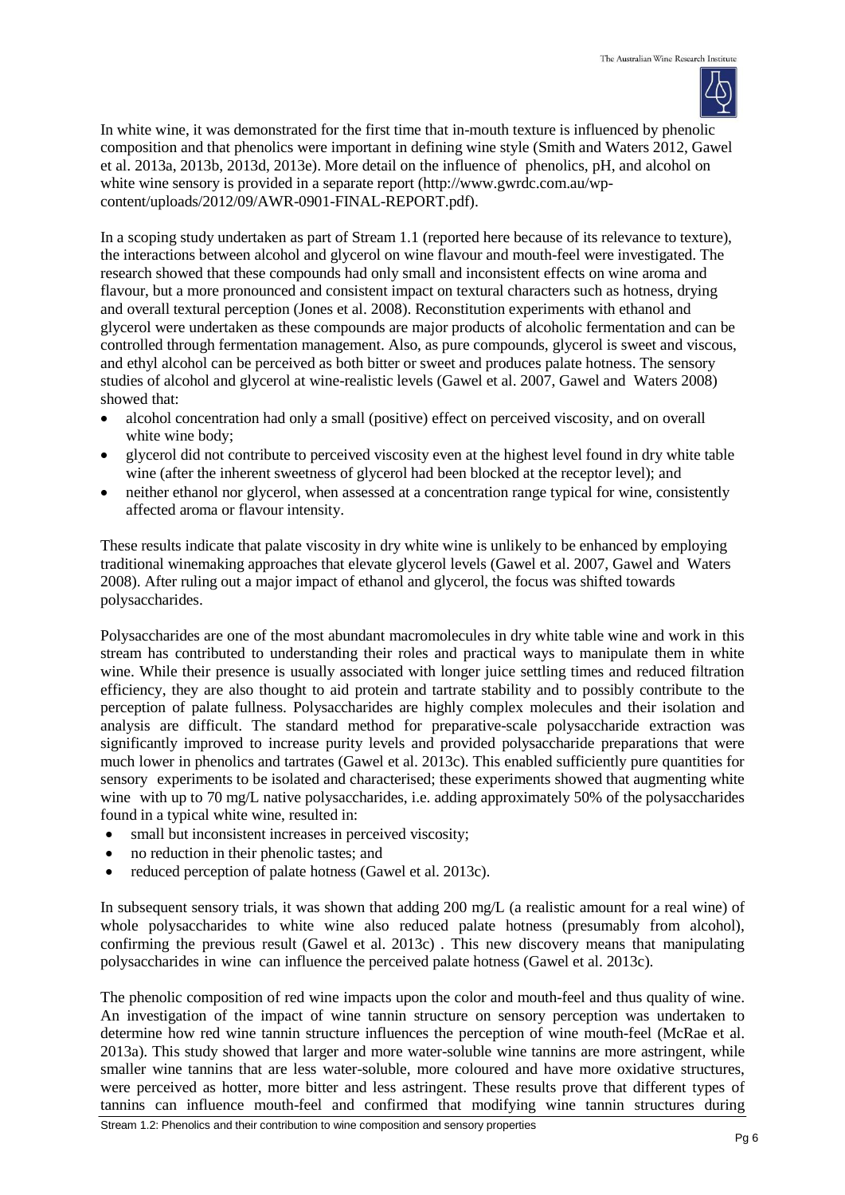In white wine, it was demonstrated for the first time that in-mouth texture is influenced by phenolic composition and that phenolics were important in defining wine style (Smith and Waters 2012, Gawel et al. 2013a, 2013b, 2013d, 2013e). More detail on the influence of phenolics, pH, and alcohol on white wine sensory is provided in a separate report (http://www.gwrdc.com.au/wp-content/uploads/2012/09/AWR-0901-FINAL-REPORT.pdf).

In a scoping study undertaken as part of Stream 1.1 (reported here because of its relevance to texture), the interactions between alcohol and glycerol on wine flavour and mouth-feel were investigated. The research showed that these compounds had only small and inconsistent effects on wine aroma and flavour, but a more pronounced and consistent impact on textural characters such as hotness, drying and overall textural perception (Jones et al. 2008). Reconstitution experiments with ethanol and glycerol were undertaken as these compounds are major products of alcoholic fermentation and can be controlled through fermentation management. Also, as pure compounds, glycerol is sweet and viscous, and ethyl alcohol can be perceived as both bitter or sweet and produces palate hotness. The sensory studies of alcohol and glycerol at wine-realistic levels (Gawel et al. 2007, Gawel and Waters 2008) showed that:

- alcohol concentration had only a small (positive) effect on perceived viscosity, and on overall white wine body;
- glycerol did not contribute to perceived viscosity even at the highest level found in dry white table wine (after the inherent sweetness of glycerol had been blocked at the receptor level); and
- neither ethanol nor glycerol, when assessed at a concentration range typical for wine, consistently affected aroma or flavour intensity.

These results indicate that palate viscosity in dry white wine is unlikely to be enhanced by employing traditional winemaking approaches that elevate glycerol levels (Gawel et al. 2007, Gawel and Waters 2008). After ruling out a major impact of ethanol and glycerol, the focus was shifted towards polysaccharides.

Polysaccharides are one of the most abundant macromolecules in dry white table wine and work in this stream has contributed to understanding their roles and practical ways to manipulate them in white wine. While their presence is usually associated with longer juice settling times and reduced filtration efficiency, they are also thought to aid protein and tartrate stability and to possibly contribute to the perception of palate fullness. Polysaccharides are highly complex molecules and their isolation and analysis are difficult. The standard method for preparative-scale polysaccharide extraction was significantly improved to increase purity levels and provided polysaccharide preparations that were much lower in phenolics and tartrates (Gawel et al. 2013c). This enabled sufficiently pure quantities for sensory experiments to be isolated and characterised; these experiments showed that augmenting white wine with up to 70 mg/L native polysaccharides, i.e. adding approximately 50% of the polysaccharides found in a typical white wine, resulted in:

- small but inconsistent increases in perceived viscosity;
- no reduction in their phenolic tastes; and
- reduced perception of palate hotness (Gawel et al. 2013c).

In subsequent sensory trials, it was shown that adding 200 mg/L (a realistic amount for a real wine) of whole polysaccharides to white wine also reduced palate hotness (presumably from alcohol), confirming the previous result (Gawel et al. 2013c) . This new discovery means that manipulating polysaccharides in wine can influence the perceived palate hotness (Gawel et al. 2013c).

The phenolic composition of red wine impacts upon the color and mouth-feel and thus quality of wine. An investigation of the impact of wine tannin structure on sensory perception was undertaken to determine how red wine tannin structure influences the perception of wine mouth-feel (McRae et al. 2013a). This study showed that larger and more water-soluble wine tannins are more astringent, while smaller wine tannins that are less water-soluble, more coloured and have more oxidative structures, were perceived as hotter, more bitter and less astringent. These results prove that different types of tannins can influence mouth-feel and confirmed that modifying wine tannin structures during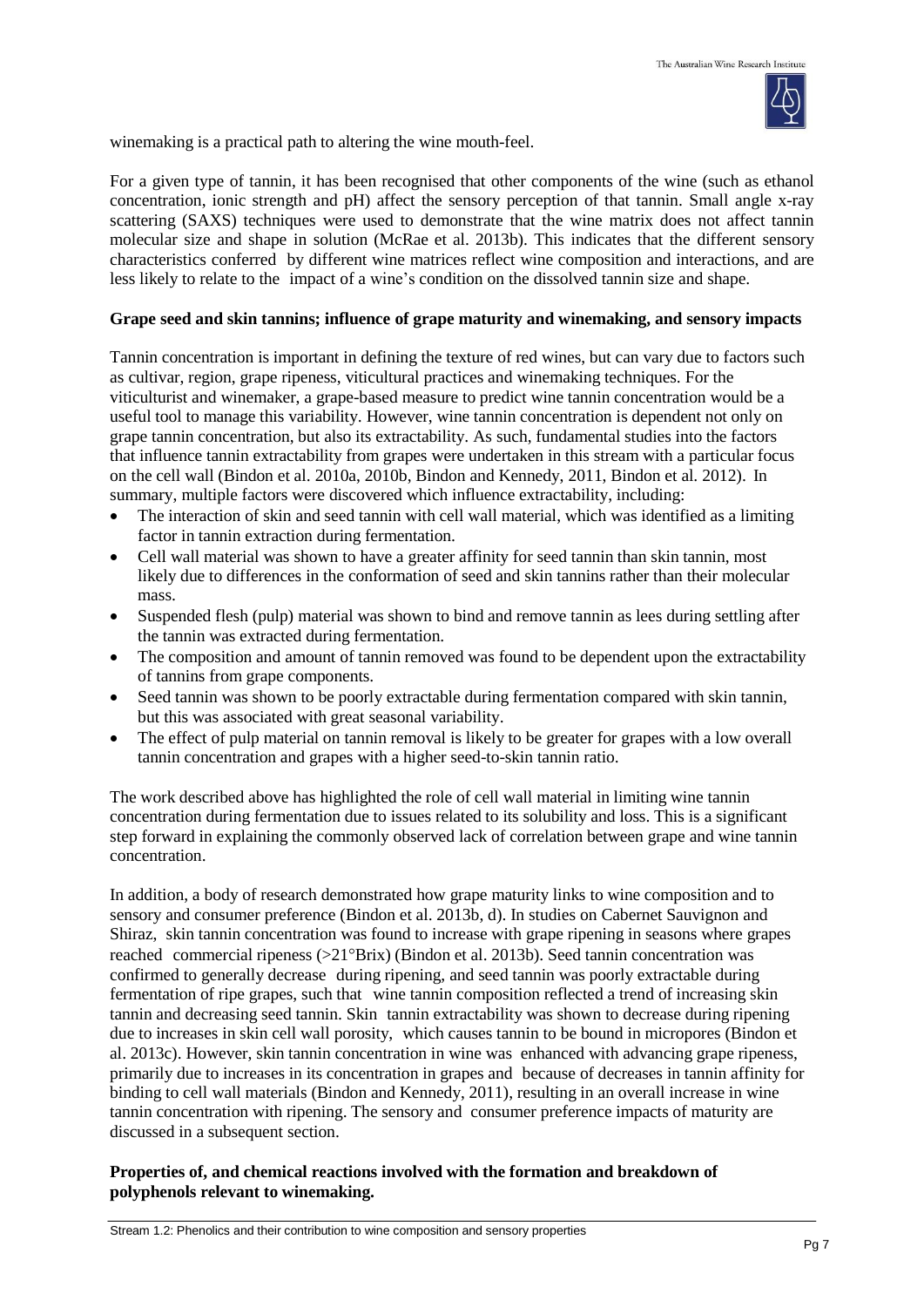winemaking is a practical path to altering the wine mouth-feel.

For a given type of tannin, it has been recognised that other components of the wine (such as ethanol concentration, ionic strength and pH) affect the sensory perception of that tannin. Small angle x-ray scattering (SAXS) techniques were used to demonstrate that the wine matrix does not affect tannin molecular size and shape in solution (McRae et al. 2013b). This indicates that the different sensory characteristics conferred by different wine matrices reflect wine composition and interactions, and are less likely to relate to the impact of a wine's condition on the dissolved tannin size and shape.

**Grape seed and skin tannins; influence of grape maturity and winemaking, and sensory impacts**

Tannin concentration is important in defining the texture of red wines, but can vary due to factors such as cultivar, region, grape ripeness, viticultural practices and winemaking techniques. For the viticulturist and winemaker, a grape-based measure to predict wine tannin concentration would be a useful tool to manage this variability. However, wine tannin concentration is dependent not only on grape tannin concentration, but also its extractability. As such, fundamental studies into the factors that influence tannin extractability from grapes were undertaken in this stream with a particular focus on the cell wall (Bindon et al. 2010a, 2010b, Bindon and Kennedy, 2011, Bindon et al. 2012). In summary, multiple factors were discovered which influence extractability, including:

- The interaction of skin and seed tannin with cell wall material, which was identified as a limiting factor in tannin extraction during fermentation.
- Cell wall material was shown to have a greater affinity for seed tannin than skin tannin, most likely due to differences in the conformation of seed and skin tannins rather than their molecular mass.
- Suspended flesh (pulp) material was shown to bind and remove tannin as lees during settling after the tannin was extracted during fermentation.
- The composition and amount of tannin removed was found to be dependent upon the extractability of tannins from grape components.
- Seed tannin was shown to be poorly extractable during fermentation compared with skin tannin, but this was associated with great seasonal variability.
- The effect of pulp material on tannin removal is likely to be greater for grapes with a low overall tannin concentration and grapes with a higher seed-to-skin tannin ratio.

The work described above has highlighted the role of cell wall material in limiting wine tannin concentration during fermentation due to issues related to its solubility and loss. This is a significant step forward in explaining the commonly observed lack of correlation between grape and wine tannin concentration.

In addition, a body of research demonstrated how grape maturity links to wine composition and to sensory and consumer preference (Bindon et al. 2013b, d). In studies on Cabernet Sauvignon and Shiraz, skin tannin concentration was found to increase with grape ripening in seasons where grapes reached commercial ripeness (>21°Brix) (Bindon et al. 2013b). Seed tannin concentration was confirmed to generally decrease during ripening, and seed tannin was poorly extractable during fermentation of ripe grapes, such that wine tannin composition reflected a trend of increasing skin tannin and decreasing seed tannin. Skin tannin extractability was shown to decrease during ripening due to increases in skin cell wall porosity, which causes tannin to be bound in micropores (Bindon et al. 2013c). However, skin tannin concentration in wine was enhanced with advancing grape ripeness, primarily due to increases in its concentration in grapes and because of decreases in tannin affinity for binding to cell wall materials (Bindon and Kennedy, 2011), resulting in an overall increase in wine tannin concentration with ripening. The sensory and consumer preference impacts of maturity are discussed in a subsequent section.

**Properties of, and chemical reactions involved with the formation and breakdown of polyphenols relevant to winemaking.**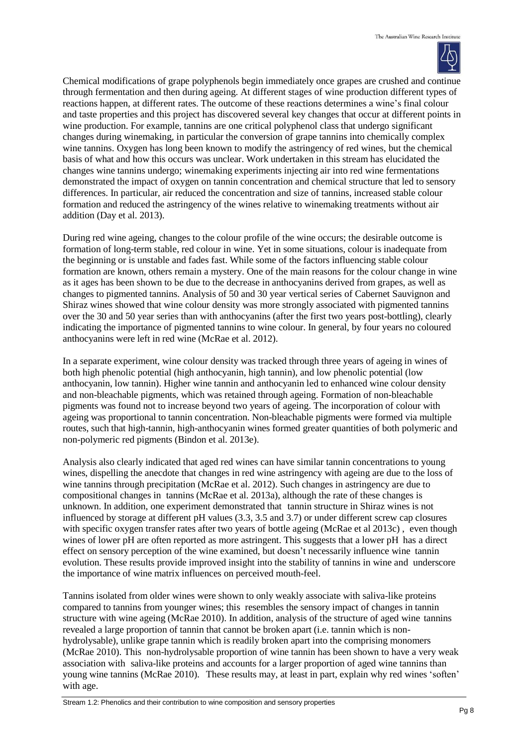Chemical modifications of grape polyphenols begin immediately once grapes are crushed and continue through fermentation and then during ageing. At different stages of wine production different types of reactions happen, at different rates. The outcome of these reactions determines a wine's final colour and taste properties and this project has discovered several key changes that occur at different points in wine production. For example, tannins are one critical polyphenol class that undergo significant changes during winemaking, in particular the conversion of grape tannins into chemically complex wine tannins. Oxygen has long been known to modify the astringency of red wines, but the chemical basis of what and how this occurs was unclear. Work undertaken in this stream has elucidated the changes wine tannins undergo; winemaking experiments injecting air into red wine fermentations demonstrated the impact of oxygen on tannin concentration and chemical structure that led to sensory differences. In particular, air reduced the concentration and size of tannins, increased stable colour formation and reduced the astringency of the wines relative to winemaking treatments without air addition (Day et al. 2013).

During red wine ageing, changes to the colour profile of the wine occurs; the desirable outcome is formation of long-term stable, red colour in wine. Yet in some situations, colour is inadequate from the beginning or is unstable and fades fast. While some of the factors influencing stable colour formation are known, others remain a mystery. One of the main reasons for the colour change in wine as it ages has been shown to be due to the decrease in anthocyanins derived from grapes, as well as changes to pigmented tannins. Analysis of 50 and 30 year vertical series of Cabernet Sauvignon and Shiraz wines showed that wine colour density was more strongly associated with pigmented tannins over the 30 and 50 year series than with anthocyanins (after the first two years post-bottling), clearly indicating the importance of pigmented tannins to wine colour. In general, by four years no coloured anthocyanins were left in red wine (McRae et al. 2012).

In a separate experiment, wine colour density was tracked through three years of ageing in wines of both high phenolic potential (high anthocyanin, high tannin), and low phenolic potential (low anthocyanin, low tannin). Higher wine tannin and anthocyanin led to enhanced wine colour density and non-bleachable pigments, which was retained through ageing. Formation of non-bleachable pigments was found not to increase beyond two years of ageing. The incorporation of colour with ageing was proportional to tannin concentration. Non-bleachable pigments were formed via multiple routes, such that high-tannin, high-anthocyanin wines formed greater quantities of both polymeric and non-polymeric red pigments (Bindon et al. 2013e).

Analysis also clearly indicated that aged red wines can have similar tannin concentrations to young wines, dispelling the anecdote that changes in red wine astringency with ageing are due to the loss of wine tannins through precipitation (McRae et al. 2012). Such changes in astringency are due to compositional changes in tannins (McRae et al. 2013a), although the rate of these changes is unknown. In addition, one experiment demonstrated that tannin structure in Shiraz wines is not influenced by storage at different pH values (3.3, 3.5 and 3.7) or under different screw cap closures with specific oxygen transfer rates after two years of bottle ageing (McRae et al 2013c) , even though wines of lower pH are often reported as more astringent. This suggests that a lower pH has a direct effect on sensory perception of the wine examined, but doesn't necessarily influence wine tannin evolution. These results provide improved insight into the stability of tannins in wine and underscore the importance of wine matrix influences on perceived mouth-feel.

Tannins isolated from older wines were shown to only weakly associate with saliva-like proteins compared to tannins from younger wines; this resembles the sensory impact of changes in tannin structure with wine ageing (McRae 2010). In addition, analysis of the structure of aged wine tannins revealed a large proportion of tannin that cannot be broken apart (i.e. tannin which is non-hydrolysable), unlike grape tannin which is readily broken apart into the comprising monomers (McRae 2010). This non-hydrolysable proportion of wine tannin has been shown to have a very weak association with saliva-like proteins and accounts for a larger proportion of aged wine tannins than young wine tannins (McRae 2010). These results may, at least in part, explain why red wines 'soften' with age.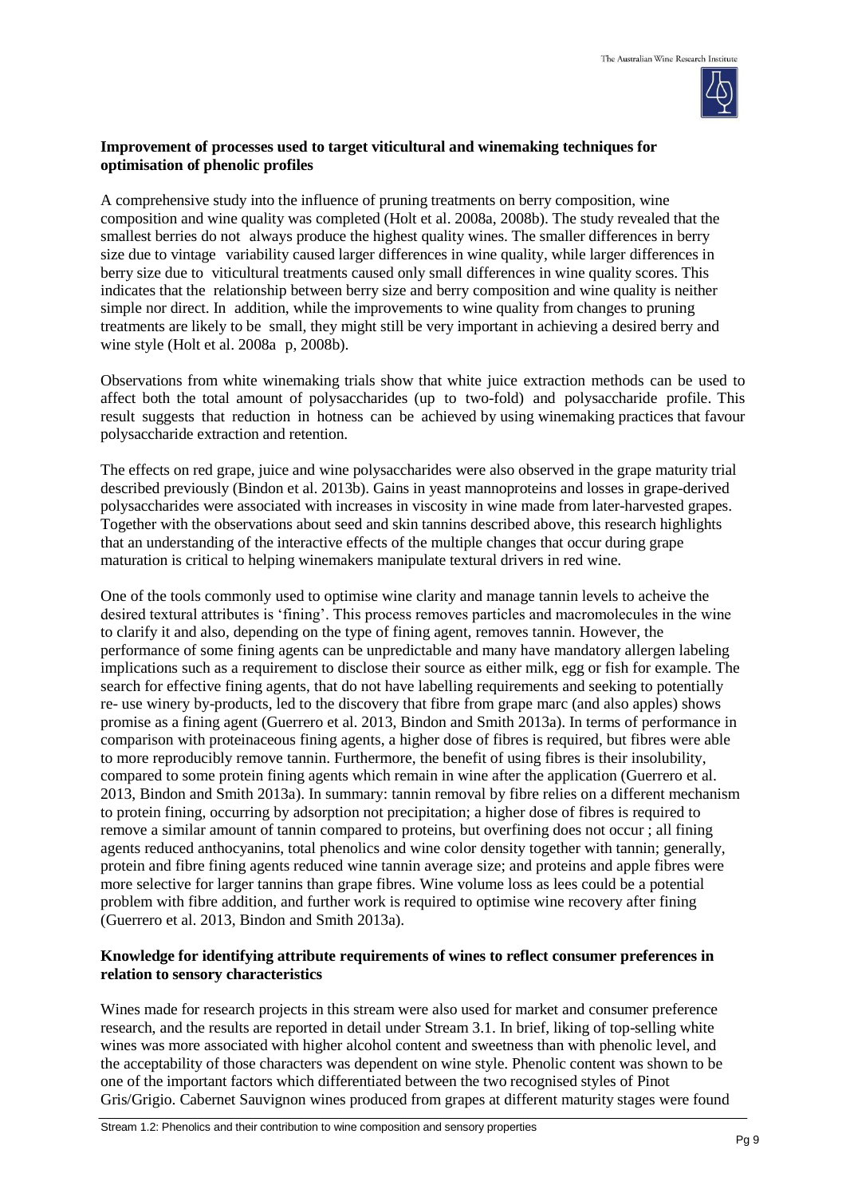**Improvement of processes used to target viticultural and winemaking techniques for optimisation of phenolic profiles**

A comprehensive study into the influence of pruning treatments on berry composition, wine composition and wine quality was completed (Holt et al. 2008a, 2008b). The study revealed that the smallest berries do not always produce the highest quality wines. The smaller differences in berry size due to vintage variability caused larger differences in wine quality, while larger differences in berry size due to viticultural treatments caused only small differences in wine quality scores. This indicates that the relationship between berry size and berry composition and wine quality is neither simple nor direct. In addition, while the improvements to wine quality from changes to pruning treatments are likely to be small, they might still be very important in achieving a desired berry and wine style (Holt et al. 2008a p, 2008b).

Observations from white winemaking trials show that white juice extraction methods can be used to affect both the total amount of polysaccharides (up to two-fold) and polysaccharide profile. This result suggests that reduction in hotness can be achieved by using winemaking practices that favour polysaccharide extraction and retention.

The effects on red grape, juice and wine polysaccharides were also observed in the grape maturity trial described previously (Bindon et al. 2013b). Gains in yeast mannoproteins and losses in grape-derived polysaccharides were associated with increases in viscosity in wine made from later-harvested grapes. Together with the observations about seed and skin tannins described above, this research highlights that an understanding of the interactive effects of the multiple changes that occur during grape maturation is critical to helping winemakers manipulate textural drivers in red wine.

One of the tools commonly used to optimise wine clarity and manage tannin levels to acheive the desired textural attributes is 'fining'. This process removes particles and macromolecules in the wine to clarify it and also, depending on the type of fining agent, removes tannin. However, the performance of some fining agents can be unpredictable and many have mandatory allergen labeling implications such as a requirement to disclose their source as either milk, egg or fish for example. The search for effective fining agents, that do not have labelling requirements and seeking to potentially re- use winery by-products, led to the discovery that fibre from grape marc (and also apples) shows promise as a fining agent (Guerrero et al. 2013, Bindon and Smith 2013a). In terms of performance in comparison with proteinaceous fining agents, a higher dose of fibres is required, but fibres were able to more reproducibly remove tannin. Furthermore, the benefit of using fibres is their insolubility, compared to some protein fining agents which remain in wine after the application (Guerrero et al. 2013, Bindon and Smith 2013a). In summary: tannin removal by fibre relies on a different mechanism to protein fining, occurring by adsorption not precipitation; a higher dose of fibres is required to remove a similar amount of tannin compared to proteins, but overfining does not occur ; all fining agents reduced anthocyanins, total phenolics and wine color density together with tannin; generally, protein and fibre fining agents reduced wine tannin average size; and proteins and apple fibres were more selective for larger tannins than grape fibres. Wine volume loss as lees could be a potential problem with fibre addition, and further work is required to optimise wine recovery after fining (Guerrero et al. 2013, Bindon and Smith 2013a).

**Knowledge for identifying attribute requirements of wines to reflect consumer preferences in relation to sensory characteristics**

Wines made for research projects in this stream were also used for market and consumer preference research, and the results are reported in detail under Stream 3.1. In brief, liking of top-selling white wines was more associated with higher alcohol content and sweetness than with phenolic level, and the acceptability of those characters was dependent on wine style. Phenolic content was shown to be one of the important factors which differentiated between the two recognised styles of Pinot Gris/Grigio. Cabernet Sauvignon wines produced from grapes at different maturity stages were found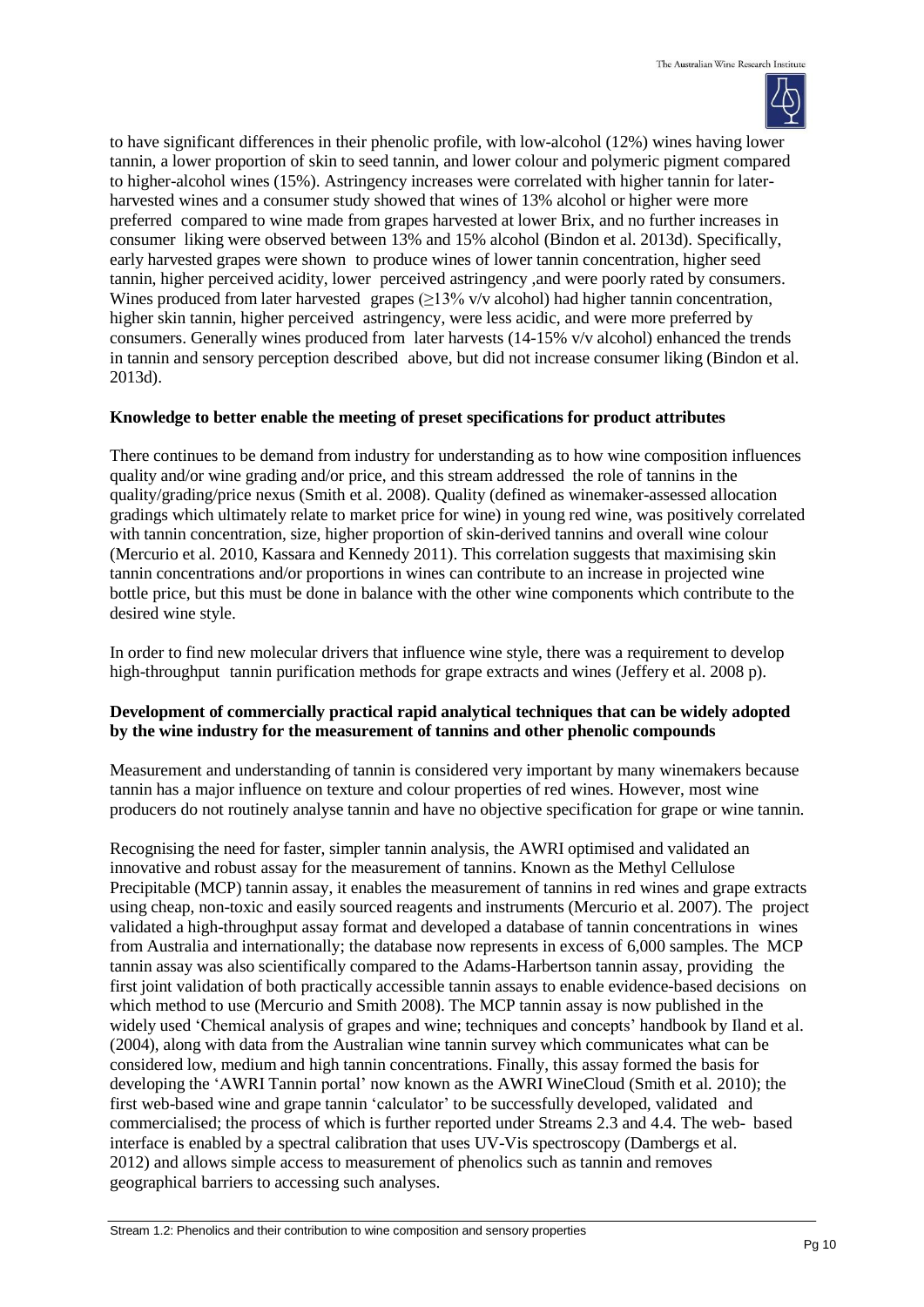to have significant differences in their phenolic profile, with low-alcohol (12%) wines having lower tannin, a lower proportion of skin to seed tannin, and lower colour and polymeric pigment compared to higher-alcohol wines (15%). Astringency increases were correlated with higher tannin for later-harvested wines and a consumer study showed that wines of 13% alcohol or higher were more preferred compared to wine made from grapes harvested at lower Brix, and no further increases in consumer liking were observed between 13% and 15% alcohol (Bindon et al. 2013d). Specifically, early harvested grapes were shown to produce wines of lower tannin concentration, higher seed tannin, higher perceived acidity, lower perceived astringency ,and were poorly rated by consumers. Wines produced from later harvested grapes ($\geq$13% v/v alcohol) had higher tannin concentration, higher skin tannin, higher perceived astringency, were less acidic, and were more preferred by consumers. Generally wines produced from later harvests (14-15% v/v alcohol) enhanced the trends in tannin and sensory perception described above, but did not increase consumer liking (Bindon et al. 2013d).

**Knowledge to better enable the meeting of preset specifications for product attributes**

There continues to be demand from industry for understanding as to how wine composition influences quality and/or wine grading and/or price, and this stream addressed the role of tannins in the quality/grading/price nexus (Smith et al. 2008). Quality (defined as winemaker-assessed allocation gradings which ultimately relate to market price for wine) in young red wine, was positively correlated with tannin concentration, size, higher proportion of skin-derived tannins and overall wine colour (Mercurio et al. 2010, Kassara and Kennedy 2011). This correlation suggests that maximising skin tannin concentrations and/or proportions in wines can contribute to an increase in projected wine bottle price, but this must be done in balance with the other wine components which contribute to the desired wine style.

In order to find new molecular drivers that influence wine style, there was a requirement to develop high-throughput tannin purification methods for grape extracts and wines (Jeffery et al. 2008 p).

**Development of commercially practical rapid analytical techniques that can be widely adopted by the wine industry for the measurement of tannins and other phenolic compounds**

Measurement and understanding of tannin is considered very important by many winemakers because tannin has a major influence on texture and colour properties of red wines. However, most wine producers do not routinely analyse tannin and have no objective specification for grape or wine tannin.

Recognising the need for faster, simpler tannin analysis, the AWRI optimised and validated an innovative and robust assay for the measurement of tannins. Known as the Methyl Cellulose Precipitable (MCP) tannin assay, it enables the measurement of tannins in red wines and grape extracts using cheap, non-toxic and easily sourced reagents and instruments (Mercurio et al. 2007). The project validated a high-throughput assay format and developed a database of tannin concentrations in wines from Australia and internationally; the database now represents in excess of 6,000 samples. The MCP tannin assay was also scientifically compared to the Adams-Harbertson tannin assay, providing the first joint validation of both practically accessible tannin assays to enable evidence-based decisions on which method to use (Mercurio and Smith 2008). The MCP tannin assay is now published in the widely used 'Chemical analysis of grapes and wine; techniques and concepts' handbook by Iland et al. (2004), along with data from the Australian wine tannin survey which communicates what can be considered low, medium and high tannin concentrations. Finally, this assay formed the basis for developing the 'AWRI Tannin portal' now known as the AWRI WineCloud (Smith et al. 2010); the first web-based wine and grape tannin 'calculator' to be successfully developed, validated and commercialised; the process of which is further reported under Streams 2.3 and 4.4. The web- based interface is enabled by a spectral calibration that uses UV-Vis spectroscopy (Dambergs et al. 2012) and allows simple access to measurement of phenolics such as tannin and removes geographical barriers to accessing such analyses.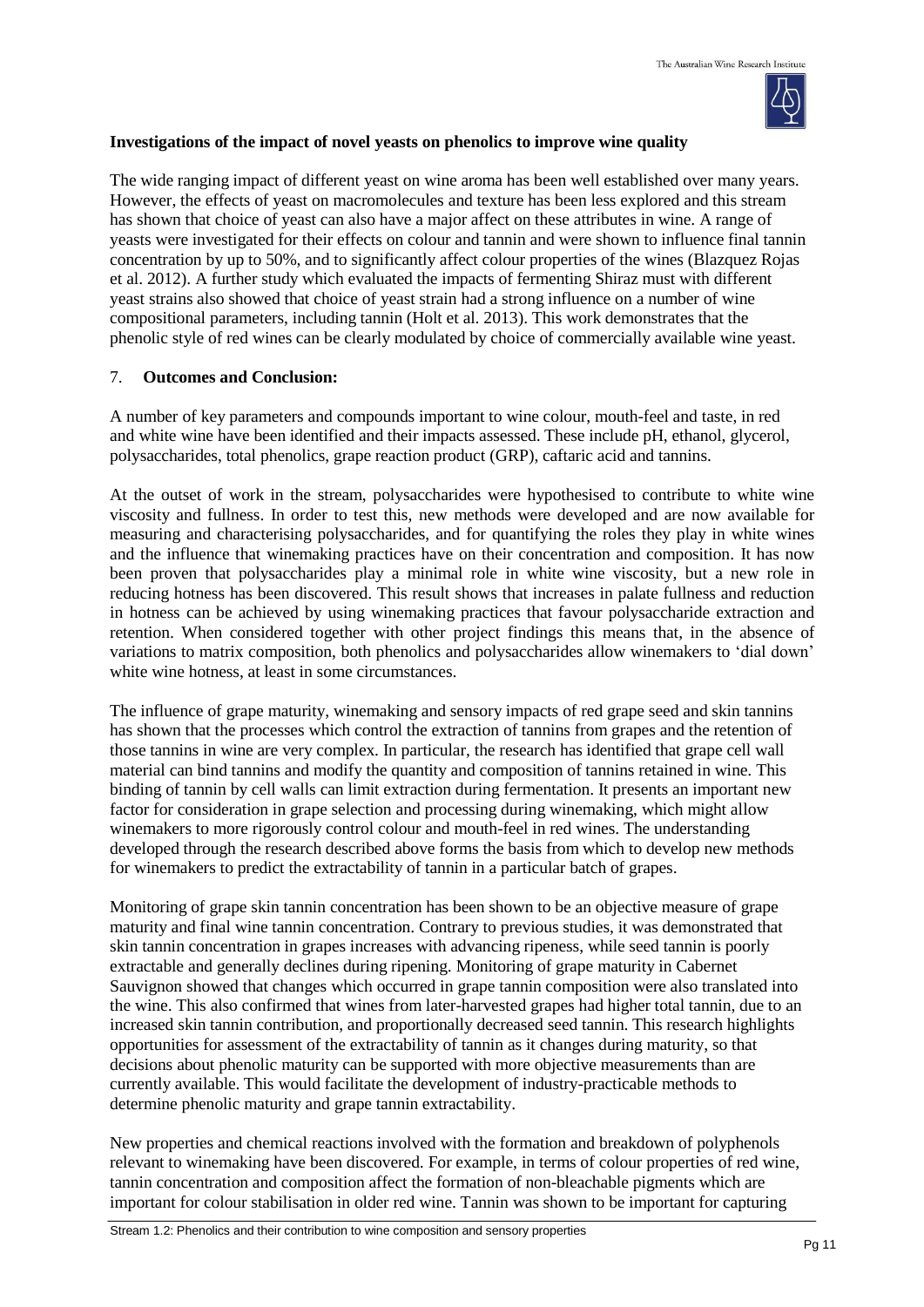**Investigations of the impact of novel yeasts on phenolics to improve wine quality**

The wide ranging impact of different yeast on wine aroma has been well established over many years. However, the effects of yeast on macromolecules and texture has been less explored and this stream has shown that choice of yeast can also have a major affect on these attributes in wine. A range of yeasts were investigated for their effects on colour and tannin and were shown to influence final tannin concentration by up to 50%, and to significantly affect colour properties of the wines (Blazquez Rojas et al. 2012). A further study which evaluated the impacts of fermenting Shiraz must with different yeast strains also showed that choice of yeast strain had a strong influence on a number of wine compositional parameters, including tannin (Holt et al. 2013). This work demonstrates that the phenolic style of red wines can be clearly modulated by choice of commercially available wine yeast.

## 7. **Outcomes and Conclusion:**

A number of key parameters and compounds important to wine colour, mouth-feel and taste, in red and white wine have been identified and their impacts assessed. These include pH, ethanol, glycerol, polysaccharides, total phenolics, grape reaction product (GRP), caftaric acid and tannins.

At the outset of work in the stream, polysaccharides were hypothesised to contribute to white wine viscosity and fullness. In order to test this, new methods were developed and are now available for measuring and characterising polysaccharides, and for quantifying the roles they play in white wines and the influence that winemaking practices have on their concentration and composition. It has now been proven that polysaccharides play a minimal role in white wine viscosity, but a new role in reducing hotness has been discovered. This result shows that increases in palate fullness and reduction in hotness can be achieved by using winemaking practices that favour polysaccharide extraction and retention. When considered together with other project findings this means that, in the absence of variations to matrix composition, both phenolics and polysaccharides allow winemakers to 'dial down' white wine hotness, at least in some circumstances.

The influence of grape maturity, winemaking and sensory impacts of red grape seed and skin tannins has shown that the processes which control the extraction of tannins from grapes and the retention of those tannins in wine are very complex. In particular, the research has identified that grape cell wall material can bind tannins and modify the quantity and composition of tannins retained in wine. This binding of tannin by cell walls can limit extraction during fermentation. It presents an important new factor for consideration in grape selection and processing during winemaking, which might allow winemakers to more rigorously control colour and mouth-feel in red wines. The understanding developed through the research described above forms the basis from which to develop new methods for winemakers to predict the extractability of tannin in a particular batch of grapes.

Monitoring of grape skin tannin concentration has been shown to be an objective measure of grape maturity and final wine tannin concentration. Contrary to previous studies, it was demonstrated that skin tannin concentration in grapes increases with advancing ripeness, while seed tannin is poorly extractable and generally declines during ripening. Monitoring of grape maturity in Cabernet Sauvignon showed that changes which occurred in grape tannin composition were also translated into the wine. This also confirmed that wines from later-harvested grapes had higher total tannin, due to an increased skin tannin contribution, and proportionally decreased seed tannin. This research highlights opportunities for assessment of the extractability of tannin as it changes during maturity, so that decisions about phenolic maturity can be supported with more objective measurements than are currently available. This would facilitate the development of industry-practicable methods to determine phenolic maturity and grape tannin extractability.

New properties and chemical reactions involved with the formation and breakdown of polyphenols relevant to winemaking have been discovered. For example, in terms of colour properties of red wine, tannin concentration and composition affect the formation of non-bleachable pigments which are important for colour stabilisation in older red wine. Tannin was shown to be important for capturing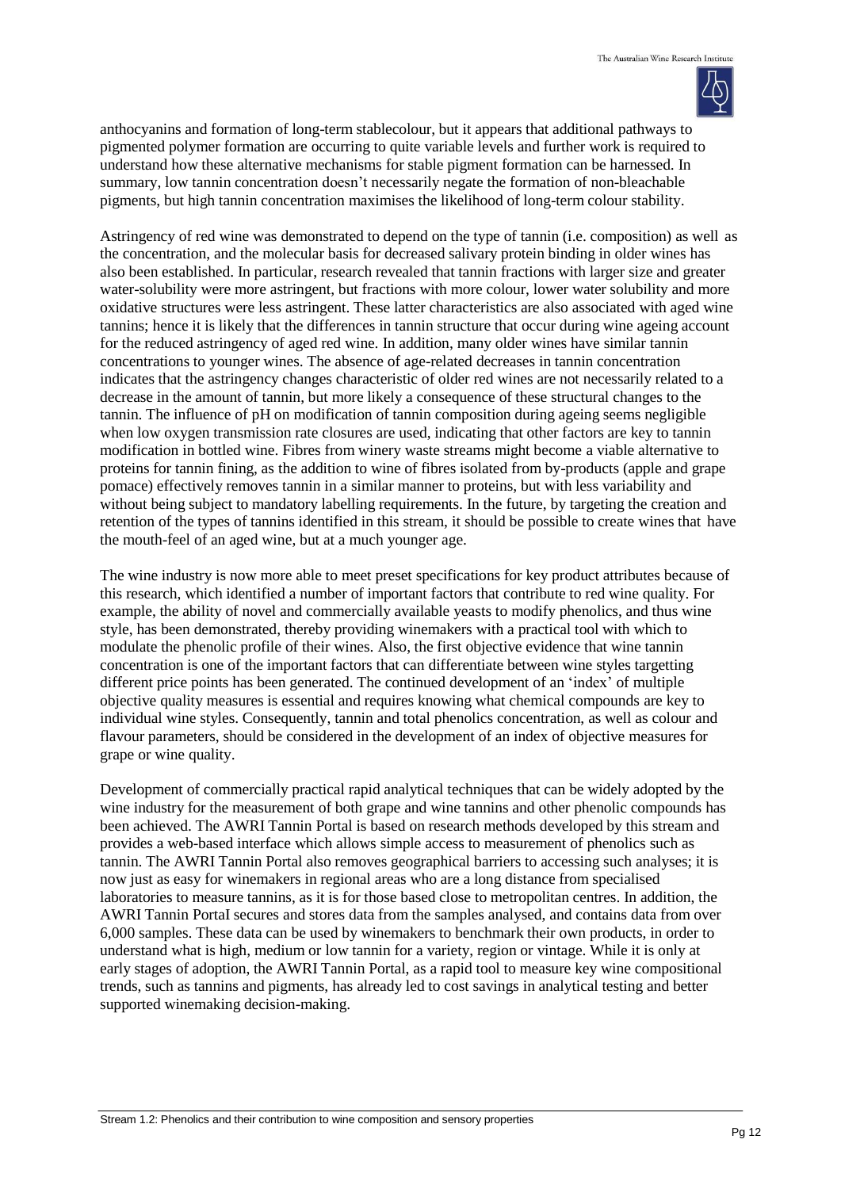anthocyanins and formation of long-term stablecolour, but it appears that additional pathways to pigmented polymer formation are occurring to quite variable levels and further work is required to understand how these alternative mechanisms for stable pigment formation can be harnessed. In summary, low tannin concentration doesn't necessarily negate the formation of non-bleachable pigments, but high tannin concentration maximises the likelihood of long-term colour stability.

Astringency of red wine was demonstrated to depend on the type of tannin (i.e. composition) as well as the concentration, and the molecular basis for decreased salivary protein binding in older wines has also been established. In particular, research revealed that tannin fractions with larger size and greater water-solubility were more astringent, but fractions with more colour, lower water solubility and more oxidative structures were less astringent. These latter characteristics are also associated with aged wine tannins; hence it is likely that the differences in tannin structure that occur during wine ageing account for the reduced astringency of aged red wine. In addition, many older wines have similar tannin concentrations to younger wines. The absence of age-related decreases in tannin concentration indicates that the astringency changes characteristic of older red wines are not necessarily related to a decrease in the amount of tannin, but more likely a consequence of these structural changes to the tannin. The influence of pH on modification of tannin composition during ageing seems negligible when low oxygen transmission rate closures are used, indicating that other factors are key to tannin modification in bottled wine. Fibres from winery waste streams might become a viable alternative to proteins for tannin fining, as the addition to wine of fibres isolated from by-products (apple and grape pomace) effectively removes tannin in a similar manner to proteins, but with less variability and without being subject to mandatory labelling requirements. In the future, by targeting the creation and retention of the types of tannins identified in this stream, it should be possible to create wines that have the mouth-feel of an aged wine, but at a much younger age.

The wine industry is now more able to meet preset specifications for key product attributes because of this research, which identified a number of important factors that contribute to red wine quality. For example, the ability of novel and commercially available yeasts to modify phenolics, and thus wine style, has been demonstrated, thereby providing winemakers with a practical tool with which to modulate the phenolic profile of their wines. Also, the first objective evidence that wine tannin concentration is one of the important factors that can differentiate between wine styles targetting different price points has been generated. The continued development of an 'index' of multiple objective quality measures is essential and requires knowing what chemical compounds are key to individual wine styles. Consequently, tannin and total phenolics concentration, as well as colour and flavour parameters, should be considered in the development of an index of objective measures for grape or wine quality.

Development of commercially practical rapid analytical techniques that can be widely adopted by the wine industry for the measurement of both grape and wine tannins and other phenolic compounds has been achieved. The AWRI Tannin Portal is based on research methods developed by this stream and provides a web-based interface which allows simple access to measurement of phenolics such as tannin. The AWRI Tannin Portal also removes geographical barriers to accessing such analyses; it is now just as easy for winemakers in regional areas who are a long distance from specialised laboratories to measure tannins, as it is for those based close to metropolitan centres. In addition, the AWRI Tannin PortaI secures and stores data from the samples analysed, and contains data from over 6,000 samples. These data can be used by winemakers to benchmark their own products, in order to understand what is high, medium or low tannin for a variety, region or vintage. While it is only at early stages of adoption, the AWRI Tannin Portal, as a rapid tool to measure key wine compositional trends, such as tannins and pigments, has already led to cost savings in analytical testing and better supported winemaking decision-making.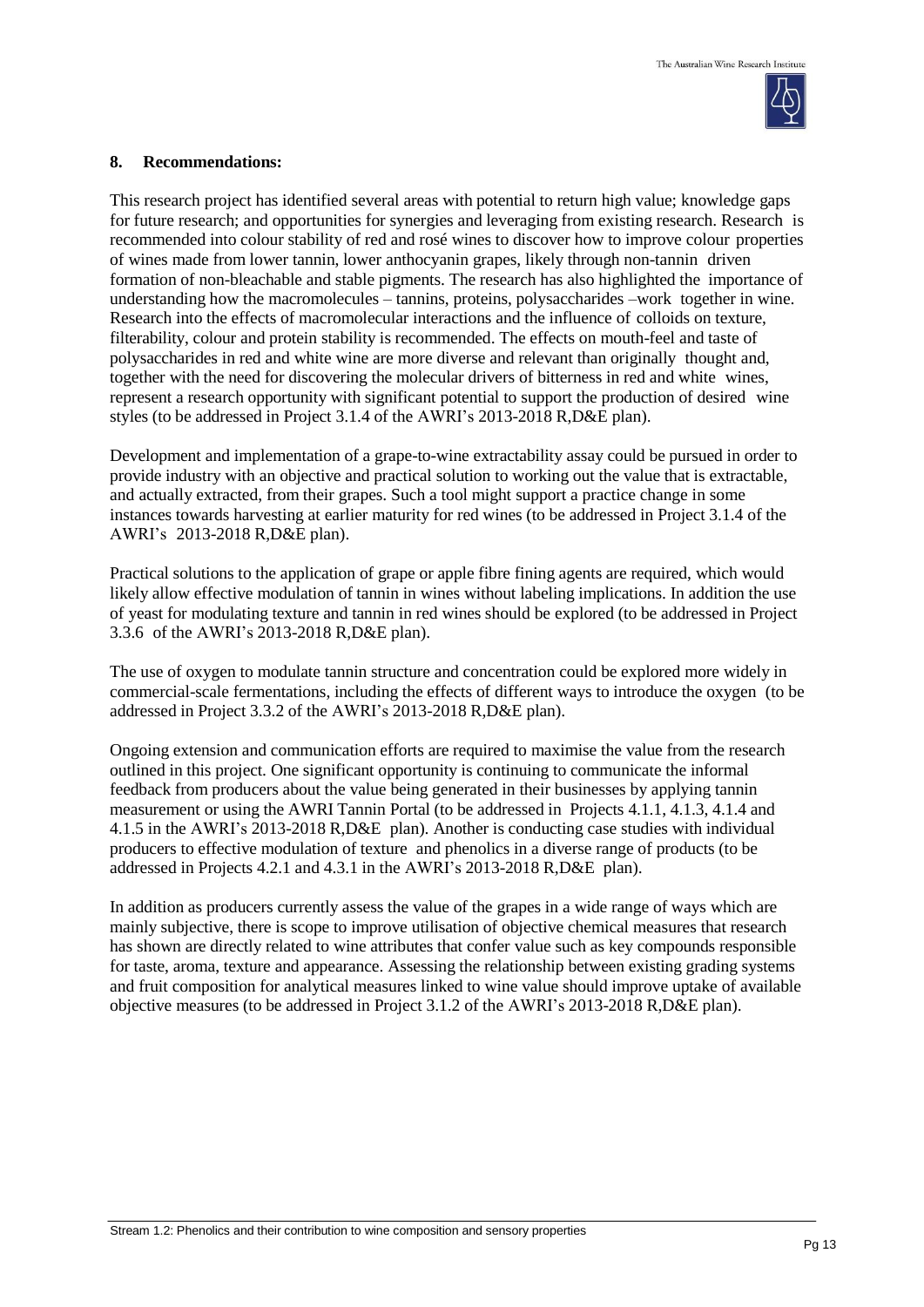## 8. Recommendations:

This research project has identified several areas with potential to return high value; knowledge gaps for future research; and opportunities for synergies and leveraging from existing research. Research is recommended into colour stability of red and rosé wines to discover how to improve colour properties of wines made from lower tannin, lower anthocyanin grapes, likely through non-tannin driven formation of non-bleachable and stable pigments. The research has also highlighted the importance of understanding how the macromolecules – tannins, proteins, polysaccharides –work together in wine. Research into the effects of macromolecular interactions and the influence of colloids on texture, filterability, colour and protein stability is recommended. The effects on mouth-feel and taste of polysaccharides in red and white wine are more diverse and relevant than originally thought and, together with the need for discovering the molecular drivers of bitterness in red and white wines, represent a research opportunity with significant potential to support the production of desired wine styles (to be addressed in Project 3.1.4 of the AWRI's 2013-2018 R,D&E plan).

Development and implementation of a grape-to-wine extractability assay could be pursued in order to provide industry with an objective and practical solution to working out the value that is extractable, and actually extracted, from their grapes. Such a tool might support a practice change in some instances towards harvesting at earlier maturity for red wines (to be addressed in Project 3.1.4 of the AWRI's 2013-2018 R,D&E plan).

Practical solutions to the application of grape or apple fibre fining agents are required, which would likely allow effective modulation of tannin in wines without labeling implications. In addition the use of yeast for modulating texture and tannin in red wines should be explored (to be addressed in Project 3.3.6 of the AWRI's 2013-2018 R,D&E plan).

The use of oxygen to modulate tannin structure and concentration could be explored more widely in commercial-scale fermentations, including the effects of different ways to introduce the oxygen (to be addressed in Project 3.3.2 of the AWRI's 2013-2018 R,D&E plan).

Ongoing extension and communication efforts are required to maximise the value from the research outlined in this project. One significant opportunity is continuing to communicate the informal feedback from producers about the value being generated in their businesses by applying tannin measurement or using the AWRI Tannin Portal (to be addressed in Projects 4.1.1, 4.1.3, 4.1.4 and 4.1.5 in the AWRI's 2013-2018 R,D&E plan). Another is conducting case studies with individual producers to effective modulation of texture and phenolics in a diverse range of products (to be addressed in Projects 4.2.1 and 4.3.1 in the AWRI's 2013-2018 R,D&E plan).

In addition as producers currently assess the value of the grapes in a wide range of ways which are mainly subjective, there is scope to improve utilisation of objective chemical measures that research has shown are directly related to wine attributes that confer value such as key compounds responsible for taste, aroma, texture and appearance. Assessing the relationship between existing grading systems and fruit composition for analytical measures linked to wine value should improve uptake of available objective measures (to be addressed in Project 3.1.2 of the AWRI's 2013-2018 R,D&E plan).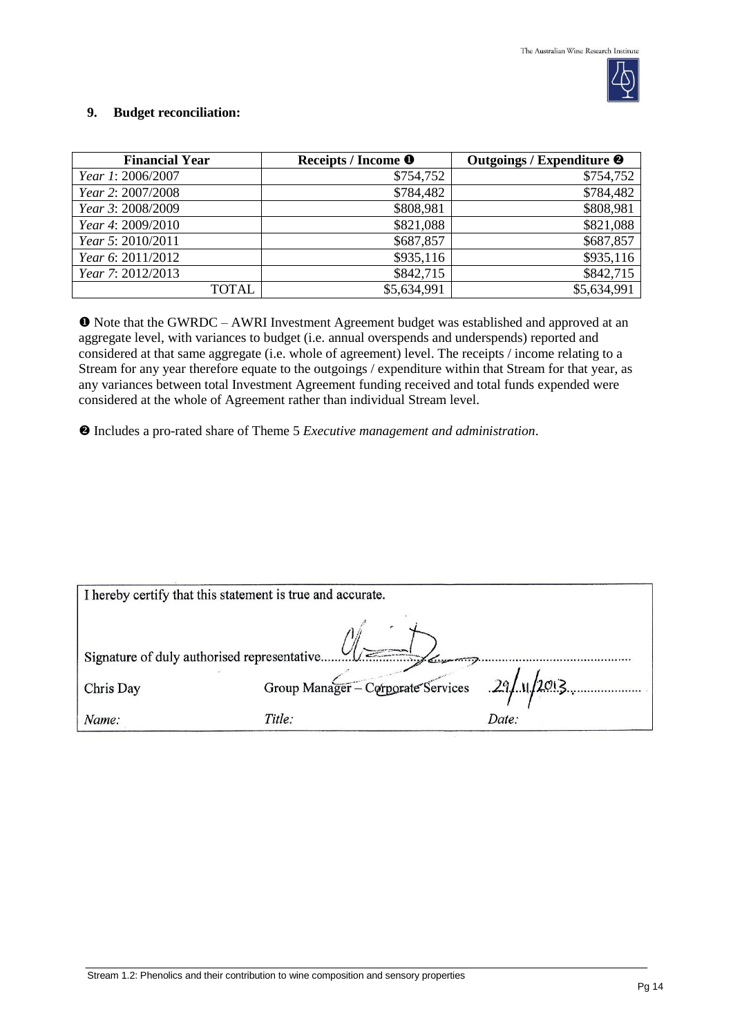## 9. Budget reconciliation:

| Financial Year | Receipts / Income ❶ | Outgoings / Expenditure ❷ |
|---|---|---|
| *Year 1*: 2006/2007 | $754,752 | $754,752 |
| *Year 2*: 2007/2008 | $784,482 | $784,482 |
| *Year 3*: 2008/2009 | $808,981 | $808,981 |
| *Year 4*: 2009/2010 | $821,088 | $821,088 |
| *Year 5*: 2010/2011 | $687,857 | $687,857 |
| *Year 6*: 2011/2012 | $935,116 | $935,116 |
| *Year 7*: 2012/2013 | $842,715 | $842,715 |
| TOTAL | $5,634,991 | $5,634,991 |

❶ Note that the GWRDC – AWRI Investment Agreement budget was established and approved at an aggregate level, with variances to budget (i.e. annual overspends and underspends) reported and considered at that same aggregate (i.e. whole of agreement) level. The receipts / income relating to a Stream for any year therefore equate to the outgoings / expenditure within that Stream for that year, as any variances between total Investment Agreement funding received and total funds expended were considered at the whole of Agreement rather than individual Stream level.

❷ Includes a pro-rated share of Theme 5 *Executive management and administration*.

I hereby certify that this statement is true and accurate.

Signature of duly authorised representative......[signature]......

| Chris Day | Group Manager – Corporate Services | 29/11/2013 |
|---|---|---|
| *Name:* | *Title:* | *Date:* |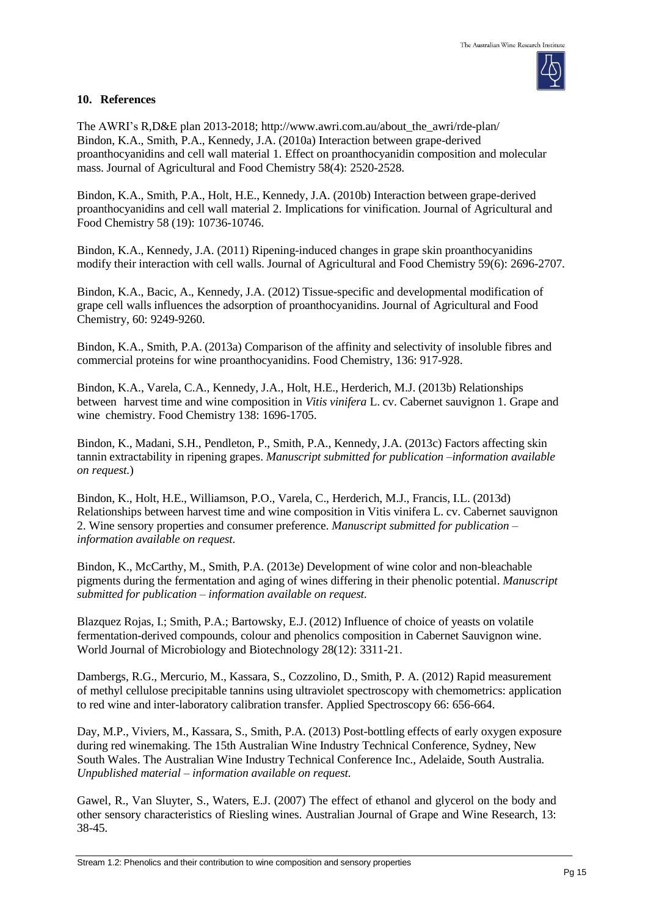## 10. References

The AWRI's R,D&E plan 2013-2018; http://www.awri.com.au/about_the_awri/rde-plan/
Bindon, K.A., Smith, P.A., Kennedy, J.A. (2010a) Interaction between grape-derived proanthocyanidins and cell wall material 1. Effect on proanthocyanidin composition and molecular mass. Journal of Agricultural and Food Chemistry 58(4): 2520-2528.

Bindon, K.A., Smith, P.A., Holt, H.E., Kennedy, J.A. (2010b) Interaction between grape-derived proanthocyanidins and cell wall material 2. Implications for vinification. Journal of Agricultural and Food Chemistry 58 (19): 10736-10746.

Bindon, K.A., Kennedy, J.A. (2011) Ripening-induced changes in grape skin proanthocyanidins modify their interaction with cell walls. Journal of Agricultural and Food Chemistry 59(6): 2696-2707.

Bindon, K.A., Bacic, A., Kennedy, J.A. (2012) Tissue-specific and developmental modification of grape cell walls influences the adsorption of proanthocyanidins. Journal of Agricultural and Food Chemistry, 60: 9249-9260.

Bindon, K.A., Smith, P.A. (2013a) Comparison of the affinity and selectivity of insoluble fibres and commercial proteins for wine proanthocyanidins. Food Chemistry, 136: 917-928.

Bindon, K.A., Varela, C.A., Kennedy, J.A., Holt, H.E., Herderich, M.J. (2013b) Relationships between harvest time and wine composition in *Vitis vinifera* L. cv. Cabernet sauvignon 1. Grape and wine chemistry. Food Chemistry 138: 1696-1705.

Bindon, K., Madani, S.H., Pendleton, P., Smith, P.A., Kennedy, J.A. (2013c) Factors affecting skin tannin extractability in ripening grapes. *Manuscript submitted for publication –information available on request.*)

Bindon, K., Holt, H.E., Williamson, P.O., Varela, C., Herderich, M.J., Francis, I.L. (2013d) Relationships between harvest time and wine composition in Vitis vinifera L. cv. Cabernet sauvignon 2. Wine sensory properties and consumer preference. *Manuscript submitted for publication – information available on request.*

Bindon, K., McCarthy, M., Smith, P.A. (2013e) Development of wine color and non-bleachable pigments during the fermentation and aging of wines differing in their phenolic potential. *Manuscript submitted for publication – information available on request.*

Blazquez Rojas, I.; Smith, P.A.; Bartowsky, E.J. (2012) Influence of choice of yeasts on volatile fermentation-derived compounds, colour and phenolics composition in Cabernet Sauvignon wine. World Journal of Microbiology and Biotechnology 28(12): 3311-21.

Dambergs, R.G., Mercurio, M., Kassara, S., Cozzolino, D., Smith, P. A. (2012) Rapid measurement of methyl cellulose precipitable tannins using ultraviolet spectroscopy with chemometrics: application to red wine and inter-laboratory calibration transfer. Applied Spectroscopy 66: 656-664.

Day, M.P., Viviers, M., Kassara, S., Smith, P.A. (2013) Post-bottling effects of early oxygen exposure during red winemaking. The 15th Australian Wine Industry Technical Conference, Sydney, New South Wales. The Australian Wine Industry Technical Conference Inc., Adelaide, South Australia. *Unpublished material – information available on request.*

Gawel, R., Van Sluyter, S., Waters, E.J. (2007) The effect of ethanol and glycerol on the body and other sensory characteristics of Riesling wines. Australian Journal of Grape and Wine Research, 13: 38-45.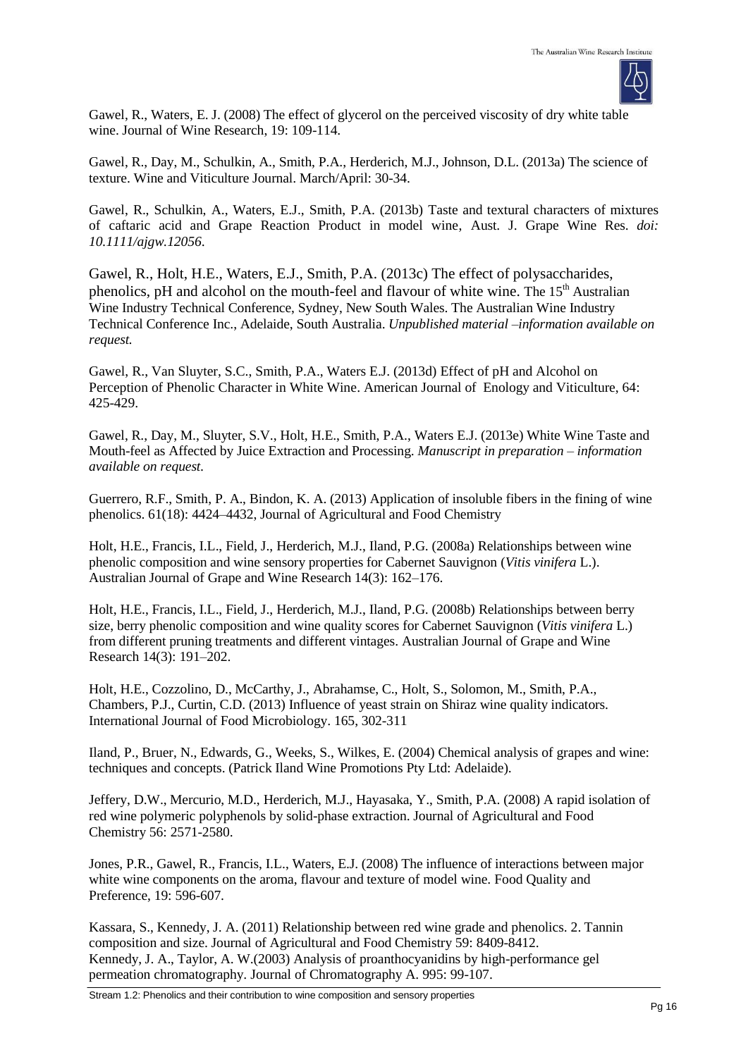Gawel, R., Waters, E. J. (2008) The effect of glycerol on the perceived viscosity of dry white table wine. Journal of Wine Research, 19: 109-114.

Gawel, R., Day, M., Schulkin, A., Smith, P.A., Herderich, M.J., Johnson, D.L. (2013a) The science of texture. Wine and Viticulture Journal. March/April: 30-34.

Gawel, R., Schulkin, A., Waters, E.J., Smith, P.A. (2013b) Taste and textural characters of mixtures of caftaric acid and Grape Reaction Product in model wine, Aust. J. Grape Wine Res. *doi: 10.1111/ajgw.12056*.

Gawel, R., Holt, H.E., Waters, E.J., Smith, P.A. (2013c) The effect of polysaccharides, phenolics, pH and alcohol on the mouth-feel and flavour of white wine. The 15th Australian Wine Industry Technical Conference, Sydney, New South Wales. The Australian Wine Industry Technical Conference Inc., Adelaide, South Australia. *Unpublished material –information available on request.*

Gawel, R., Van Sluyter, S.C., Smith, P.A., Waters E.J. (2013d) Effect of pH and Alcohol on Perception of Phenolic Character in White Wine. American Journal of Enology and Viticulture, 64: 425-429.

Gawel, R., Day, M., Sluyter, S.V., Holt, H.E., Smith, P.A., Waters E.J. (2013e) White Wine Taste and Mouth-feel as Affected by Juice Extraction and Processing. *Manuscript in preparation – information available on request.*

Guerrero, R.F., Smith, P. A., Bindon, K. A. (2013) Application of insoluble fibers in the fining of wine phenolics. 61(18): 4424–4432, Journal of Agricultural and Food Chemistry

Holt, H.E., Francis, I.L., Field, J., Herderich, M.J., Iland, P.G. (2008a) Relationships between wine phenolic composition and wine sensory properties for Cabernet Sauvignon (*Vitis vinifera* L.). Australian Journal of Grape and Wine Research 14(3): 162–176.

Holt, H.E., Francis, I.L., Field, J., Herderich, M.J., Iland, P.G. (2008b) Relationships between berry size, berry phenolic composition and wine quality scores for Cabernet Sauvignon (*Vitis vinifera* L.) from different pruning treatments and different vintages. Australian Journal of Grape and Wine Research 14(3): 191–202.

Holt, H.E., Cozzolino, D., McCarthy, J., Abrahamse, C., Holt, S., Solomon, M., Smith, P.A., Chambers, P.J., Curtin, C.D. (2013) Influence of yeast strain on Shiraz wine quality indicators. International Journal of Food Microbiology. 165, 302-311

Iland, P., Bruer, N., Edwards, G., Weeks, S., Wilkes, E. (2004) Chemical analysis of grapes and wine: techniques and concepts. (Patrick Iland Wine Promotions Pty Ltd: Adelaide).

Jeffery, D.W., Mercurio, M.D., Herderich, M.J., Hayasaka, Y., Smith, P.A. (2008) A rapid isolation of red wine polymeric polyphenols by solid-phase extraction. Journal of Agricultural and Food Chemistry 56: 2571-2580.

Jones, P.R., Gawel, R., Francis, I.L., Waters, E.J. (2008) The influence of interactions between major white wine components on the aroma, flavour and texture of model wine. Food Quality and Preference, 19: 596-607.

Kassara, S., Kennedy, J. A. (2011) Relationship between red wine grade and phenolics. 2. Tannin composition and size. Journal of Agricultural and Food Chemistry 59: 8409-8412.
Kennedy, J. A., Taylor, A. W.(2003) Analysis of proanthocyanidins by high-performance gel permeation chromatography. Journal of Chromatography A. 995: 99-107.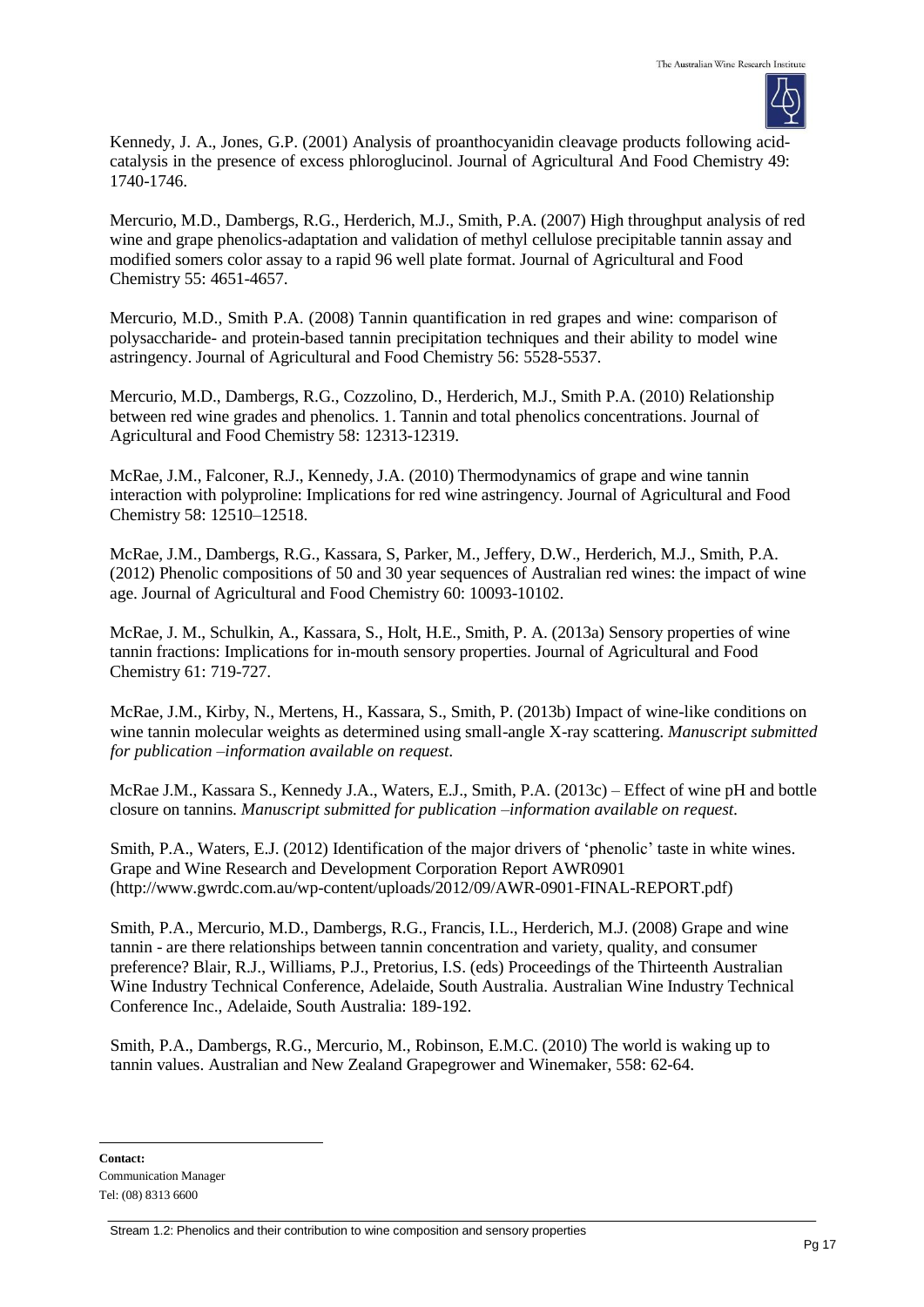Kennedy, J. A., Jones, G.P. (2001) Analysis of proanthocyanidin cleavage products following acid-catalysis in the presence of excess phloroglucinol. Journal of Agricultural And Food Chemistry 49: 1740-1746.

Mercurio, M.D., Dambergs, R.G., Herderich, M.J., Smith, P.A. (2007) High throughput analysis of red wine and grape phenolics-adaptation and validation of methyl cellulose precipitable tannin assay and modified somers color assay to a rapid 96 well plate format. Journal of Agricultural and Food Chemistry 55: 4651-4657.

Mercurio, M.D., Smith P.A. (2008) Tannin quantification in red grapes and wine: comparison of polysaccharide- and protein-based tannin precipitation techniques and their ability to model wine astringency. Journal of Agricultural and Food Chemistry 56: 5528-5537.

Mercurio, M.D., Dambergs, R.G., Cozzolino, D., Herderich, M.J., Smith P.A. (2010) Relationship between red wine grades and phenolics. 1. Tannin and total phenolics concentrations. Journal of Agricultural and Food Chemistry 58: 12313-12319.

McRae, J.M., Falconer, R.J., Kennedy, J.A. (2010) Thermodynamics of grape and wine tannin interaction with polyproline: Implications for red wine astringency. Journal of Agricultural and Food Chemistry 58: 12510–12518.

McRae, J.M., Dambergs, R.G., Kassara, S, Parker, M., Jeffery, D.W., Herderich, M.J., Smith, P.A. (2012) Phenolic compositions of 50 and 30 year sequences of Australian red wines: the impact of wine age. Journal of Agricultural and Food Chemistry 60: 10093-10102.

McRae, J. M., Schulkin, A., Kassara, S., Holt, H.E., Smith, P. A. (2013a) Sensory properties of wine tannin fractions: Implications for in-mouth sensory properties. Journal of Agricultural and Food Chemistry 61: 719-727.

McRae, J.M., Kirby, N., Mertens, H., Kassara, S., Smith, P. (2013b) Impact of wine-like conditions on wine tannin molecular weights as determined using small-angle X-ray scattering. *Manuscript submitted for publication –information available on request.*

McRae J.M., Kassara S., Kennedy J.A., Waters, E.J., Smith, P.A. (2013c) – Effect of wine pH and bottle closure on tannins. *Manuscript submitted for publication –information available on request.*

Smith, P.A., Waters, E.J. (2012) Identification of the major drivers of 'phenolic' taste in white wines. Grape and Wine Research and Development Corporation Report AWR0901 (http://www.gwrdc.com.au/wp-content/uploads/2012/09/AWR-0901-FINAL-REPORT.pdf)

Smith, P.A., Mercurio, M.D., Dambergs, R.G., Francis, I.L., Herderich, M.J. (2008) Grape and wine tannin - are there relationships between tannin concentration and variety, quality, and consumer preference? Blair, R.J., Williams, P.J., Pretorius, I.S. (eds) Proceedings of the Thirteenth Australian Wine Industry Technical Conference, Adelaide, South Australia. Australian Wine Industry Technical Conference Inc., Adelaide, South Australia: 189-192.

Smith, P.A., Dambergs, R.G., Mercurio, M., Robinson, E.M.C. (2010) The world is waking up to tannin values. Australian and New Zealand Grapegrower and Winemaker, 558: 62-64.

**Contact:**
Communication Manager
Tel: (08) 8313 6600